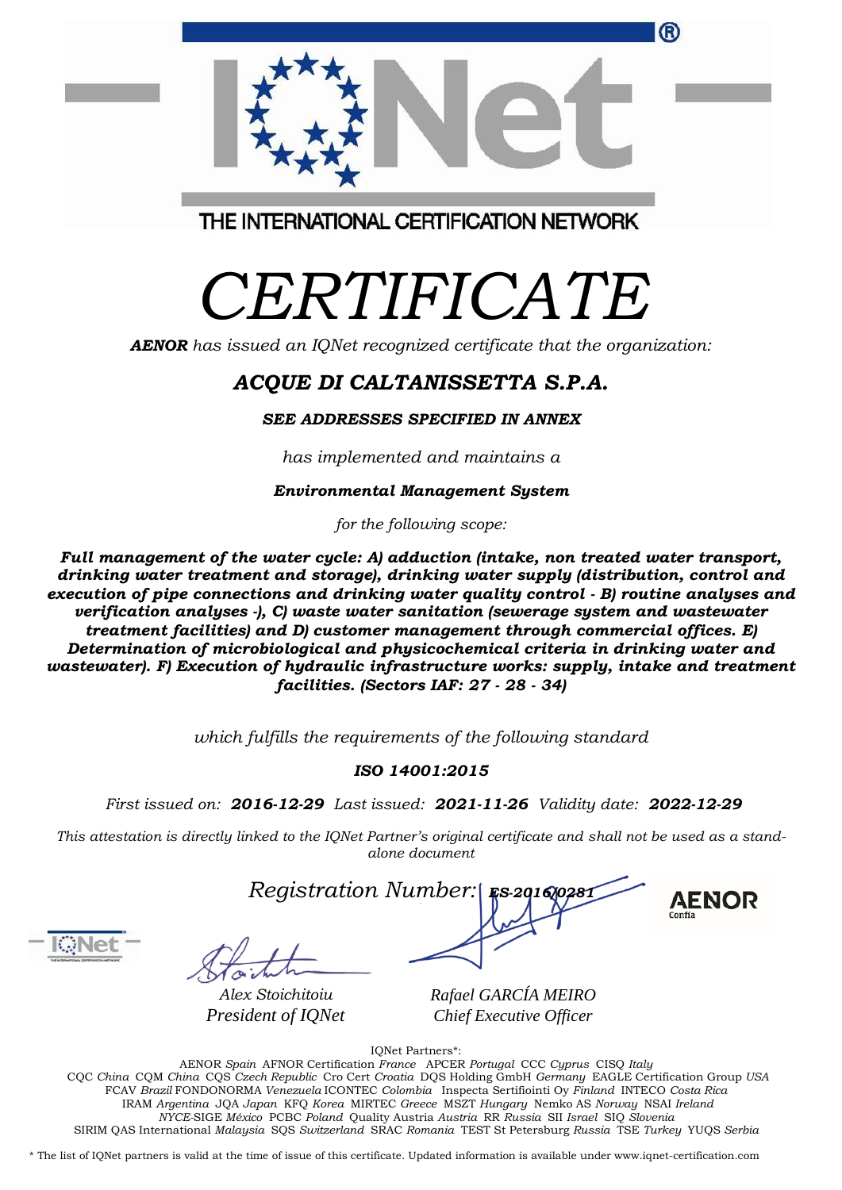THE INTERNATIONAL CERTIFICATION NETWORK

# *CERTIFICATE*

***AENOR*** *has issued an IQNet recognized certificate that the organization:*

## ***ACQUE DI CALTANISSETTA S.P.A.***

***SEE ADDRESSES SPECIFIED IN ANNEX***

*has implemented and maintains a*

***Environmental Management System***

*for the following scope:*

***Full management of the water cycle: A) adduction (intake, non treated water transport, drinking water treatment and storage), drinking water supply (distribution, control and execution of pipe connections and drinking water quality control - B) routine analyses and verification analyses -), C) waste water sanitation (sewerage system and wastewater treatment facilities) and D) customer management through commercial offices. E) Determination of microbiological and physicochemical criteria in drinking water and wastewater). F) Execution of hydraulic infrastructure works: supply, intake and treatment facilities. (Sectors IAF: 27 - 28 - 34)***

*which fulfills the requirements of the following standard*

***ISO 14001:2015***

*First issued on:* ***2016-12-29*** *Last issued:* ***2021-11-26*** *Validity date:* ***2022-12-29***

*This attestation is directly linked to the IQNet Partner's original certificate and shall not be used as a stand-alone document*

*Registration Number:* ***ES-2016/0281***

AENOR Confía

*Alex Stoichitoiu*
*President of IQNet*

*Rafael GARCÍA MEIRO*
*Chief Executive Officer*

IQNet Partners*:

AENOR *Spain* AFNOR Certification *France* APCER *Portugal* CCC *Cyprus* CISQ *Italy*
CQC *China* CQM *China* CQS *Czech Republic* Cro Cert *Croatia* DQS Holding GmbH *Germany* EAGLE Certification Group *USA*
FCAV *Brazil* FONDONORMA *Venezuela* ICONTEC *Colombia* Inspecta Sertifiointi Oy *Finland* INTECO *Costa Rica*
IRAM *Argentina* JQA *Japan* KFQ *Korea* MIRTEC *Greece* MSZT *Hungary* Nemko AS *Norway* NSAI *Ireland*
*NYCE*-SIGE *México* PCBC *Poland* Quality Austria *Austria* RR *Russia* SII *Israel* SIQ *Slovenia*
SIRIM QAS International *Malaysia* SQS *Switzerland* SRAC *Romania* TEST St Petersburg *Russia* TSE *Turkey* YUQS *Serbia*

* The list of IQNet partners is valid at the time of issue of this certificate. Updated information is available under www.iqnet-certification.com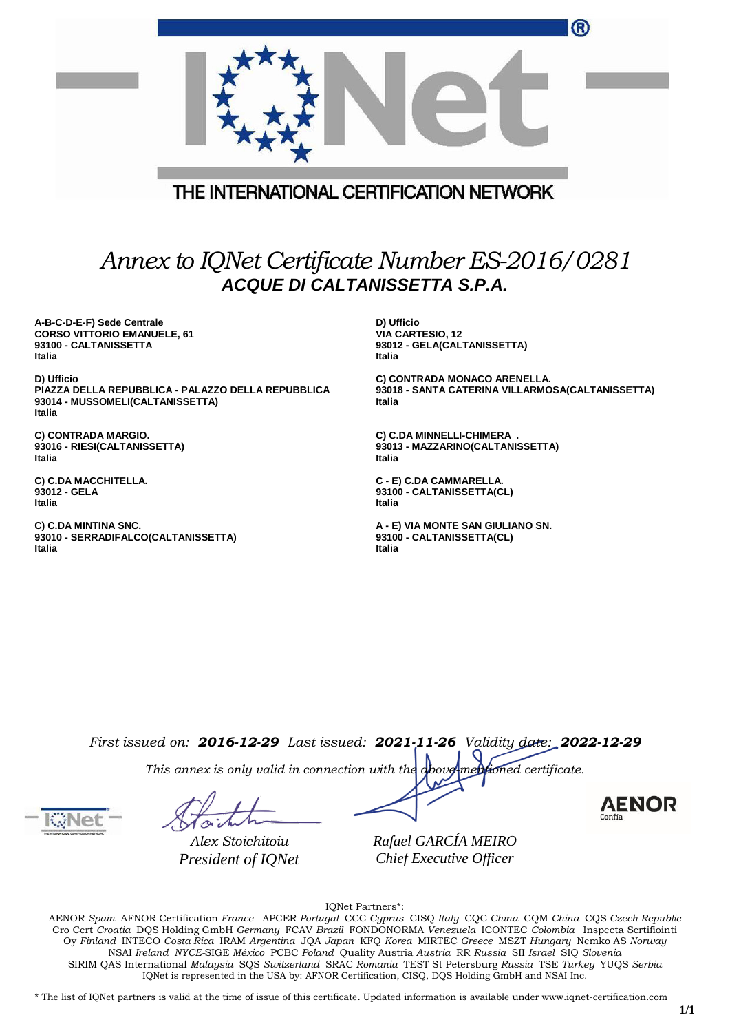THE INTERNATIONAL CERTIFICATION NETWORK

# *Annex to IQNet Certificate Number ES-2016/0281*

## ***ACQUE DI CALTANISSETTA S.P.A.***

**A-B-C-D-E-F) Sede Centrale**
**CORSO VITTORIO EMANUELE, 61**
**93100 - CALTANISSETTA**
**Italia**

**D) Ufficio**
**PIAZZA DELLA REPUBBLICA - PALAZZO DELLA REPUBBLICA**
**93014 - MUSSOMELI(CALTANISSETTA)**
**Italia**

**C) CONTRADA MARGIO.**
**93016 - RIESI(CALTANISSETTA)**
**Italia**

**C) C.DA MACCHITELLA.**
**93012 - GELA**
**Italia**

**C) C.DA MINTINA SNC.**
**93010 - SERRADIFALCO(CALTANISSETTA)**
**Italia**

**D) Ufficio**
**VIA CARTESIO, 12**
**93012 - GELA(CALTANISSETTA)**
**Italia**

**C) CONTRADA MONACO ARENELLA.**
**93018 - SANTA CATERINA VILLARMOSA(CALTANISSETTA)**
**Italia**

**C) C.DA MINNELLI-CHIMERA .**
**93013 - MAZZARINO(CALTANISSETTA)**
**Italia**

**C - E) C.DA CAMMARELLA.**
**93100 - CALTANISSETTA(CL)**
**Italia**

**A - E) VIA MONTE SAN GIULIANO SN.**
**93100 - CALTANISSETTA(CL)**
**Italia**

*First issued on:* ***2016-12-29*** *Last issued:* ***2021-11-26*** *Validity date:* ***2022-12-29***

*This annex is only valid in connection with the above-mentioned certificate.*

*Alex Stoichitoiu*
*President of IQNet*

*Rafael GARCÍA MEIRO*
*Chief Executive Officer*

AENOR Confía

IQNet Partners*:

AENOR *Spain* AFNOR Certification *France* APCER *Portugal* CCC *Cyprus* CISQ *Italy* CQC *China* CQM *China* CQS *Czech Republic* Cro Cert *Croatia* DQS Holding GmbH *Germany* FCAV *Brazil* FONDONORMA *Venezuela* ICONTEC *Colombia* Inspecta Sertifiointi Oy *Finland* INTECO *Costa Rica* IRAM *Argentina* JQA *Japan* KFQ *Korea* MIRTEC *Greece* MSZT *Hungary* Nemko AS *Norway* NSAI *Ireland* *NYCE*-SIGE *México* PCBC *Poland* Quality Austria *Austria* RR *Russia* SII *Israel* SIQ *Slovenia* SIRIM QAS International *Malaysia* SQS *Switzerland* SRAC *Romania* TEST St Petersburg *Russia* TSE *Turkey* YUQS *Serbia*
IQNet is represented in the USA by: AFNOR Certification, CISQ, DQS Holding GmbH and NSAI Inc.

\* The list of IQNet partners is valid at the time of issue of this certificate. Updated information is available under www.iqnet-certification.com